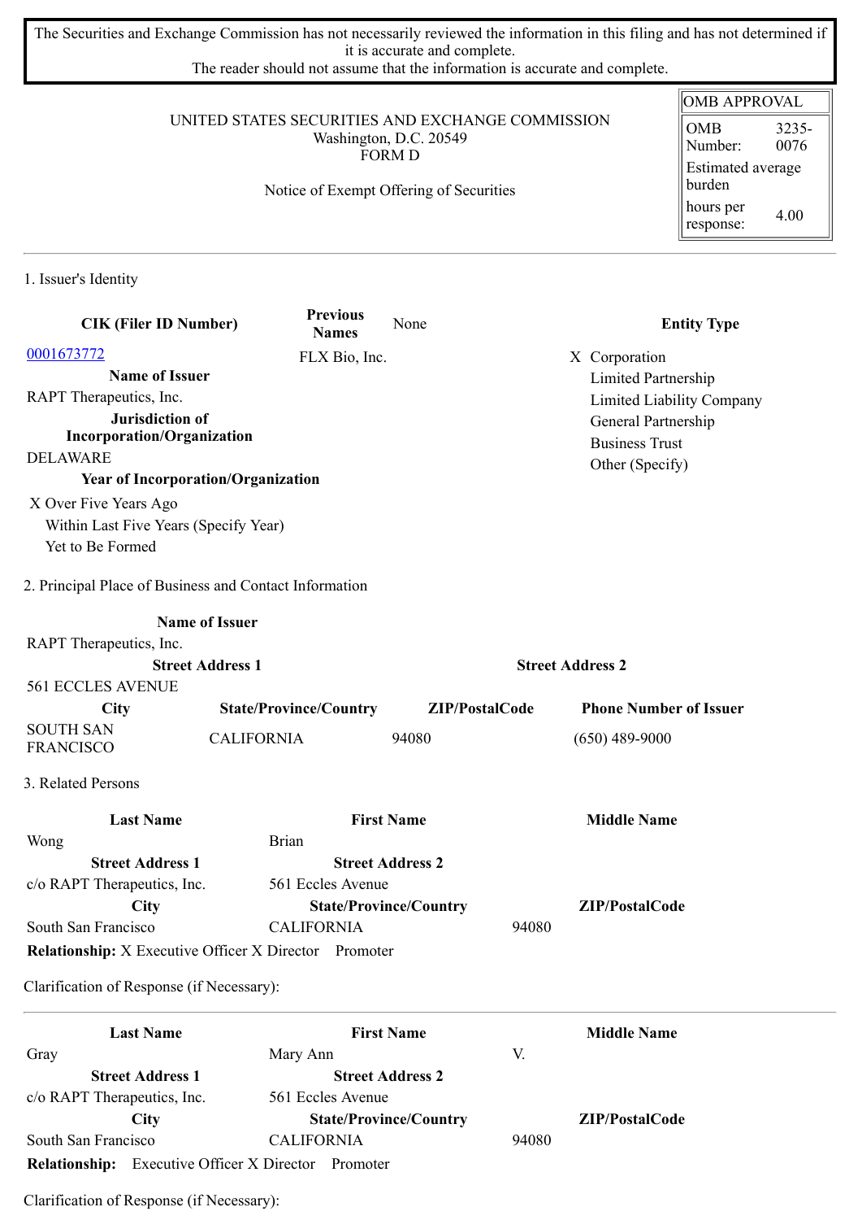The Securities and Exchange Commission has not necessarily reviewed the information in this filing and has not determined if it is accurate and complete.
The reader should not assume that the information is accurate and complete.

| OMB APPROVAL | |
|---|---|
| OMB Number: | 3235-0076 |
| Estimated average burden | |
| hours per response: | 4.00 |

UNITED STATES SECURITIES AND EXCHANGE COMMISSION
Washington, D.C. 20549
FORM D

Notice of Exempt Offering of Securities

## 1. Issuer's Identity

| CIK (Filer ID Number) | Previous Names | None | Entity Type |
|---|---|---|---|
| 0001673772 | FLX Bio, Inc. | | X Corporation |
| **Name of Issuer** | | | Limited Partnership |
| RAPT Therapeutics, Inc. | | | Limited Liability Company |
| **Jurisdiction of Incorporation/Organization** | | | General Partnership |
| DELAWARE | | | Business Trust |
| **Year of Incorporation/Organization** | | | Other (Specify) |

X Over Five Years Ago
Within Last Five Years (Specify Year)
Yet to Be Formed

## 2. Principal Place of Business and Contact Information

| Name of Issuer | | | |
|---|---|---|---|
| RAPT Therapeutics, Inc. | | | |
| **Street Address 1** | | **Street Address 2** | |
| 561 ECCLES AVENUE | | | |
| **City** | **State/Province/Country** | **ZIP/PostalCode** | **Phone Number of Issuer** |
| SOUTH SAN FRANCISCO | CALIFORNIA | 94080 | (650) 489-9000 |

## 3. Related Persons

| Last Name | First Name | Middle Name |
|---|---|---|
| Wong | Brian | |
| **Street Address 1** | **Street Address 2** | |
| c/o RAPT Therapeutics, Inc. | 561 Eccles Avenue | |
| **City** | **State/Province/Country** | **ZIP/PostalCode** |
| South San Francisco | CALIFORNIA | 94080 |

**Relationship:** X Executive Officer X Director Promoter

Clarification of Response (if Necessary):

| Last Name | First Name | Middle Name |
|---|---|---|
| Gray | Mary Ann | V. |
| **Street Address 1** | **Street Address 2** | |
| c/o RAPT Therapeutics, Inc. | 561 Eccles Avenue | |
| **City** | **State/Province/Country** | **ZIP/PostalCode** |
| South San Francisco | CALIFORNIA | 94080 |

**Relationship:** Executive Officer X Director Promoter

Clarification of Response (if Necessary):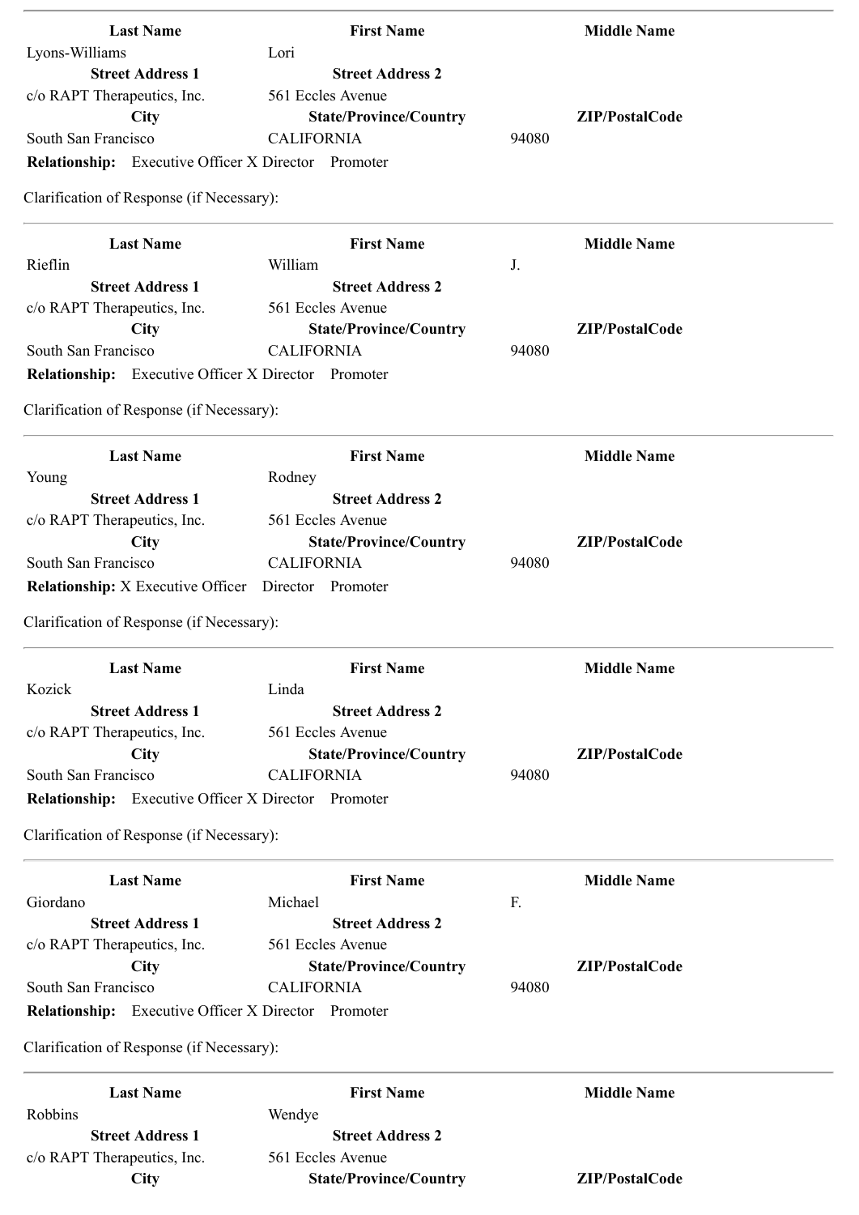| Last Name | First Name | Middle Name |
| --- | --- | --- |
| Lyons-Williams | Lori | |
| **Street Address 1** | **Street Address 2** | |
| c/o RAPT Therapeutics, Inc. | 561 Eccles Avenue | |
| **City** | **State/Province/Country** | **ZIP/PostalCode** |
| South San Francisco | CALIFORNIA | 94080 |

**Relationship:** Executive Officer X Director Promoter

Clarification of Response (if Necessary):

---

| Last Name | First Name | Middle Name |
| --- | --- | --- |
| Rieflin | William | J. |
| **Street Address 1** | **Street Address 2** | |
| c/o RAPT Therapeutics, Inc. | 561 Eccles Avenue | |
| **City** | **State/Province/Country** | **ZIP/PostalCode** |
| South San Francisco | CALIFORNIA | 94080 |

**Relationship:** Executive Officer X Director Promoter

Clarification of Response (if Necessary):

---

| Last Name | First Name | Middle Name |
| --- | --- | --- |
| Young | Rodney | |
| **Street Address 1** | **Street Address 2** | |
| c/o RAPT Therapeutics, Inc. | 561 Eccles Avenue | |
| **City** | **State/Province/Country** | **ZIP/PostalCode** |
| South San Francisco | CALIFORNIA | 94080 |

**Relationship:** X Executive Officer Director Promoter

Clarification of Response (if Necessary):

---

| Last Name | First Name | Middle Name |
| --- | --- | --- |
| Kozick | Linda | |
| **Street Address 1** | **Street Address 2** | |
| c/o RAPT Therapeutics, Inc. | 561 Eccles Avenue | |
| **City** | **State/Province/Country** | **ZIP/PostalCode** |
| South San Francisco | CALIFORNIA | 94080 |

**Relationship:** Executive Officer X Director Promoter

Clarification of Response (if Necessary):

---

| Last Name | First Name | Middle Name |
| --- | --- | --- |
| Giordano | Michael | F. |
| **Street Address 1** | **Street Address 2** | |
| c/o RAPT Therapeutics, Inc. | 561 Eccles Avenue | |
| **City** | **State/Province/Country** | **ZIP/PostalCode** |
| South San Francisco | CALIFORNIA | 94080 |

**Relationship:** Executive Officer X Director Promoter

Clarification of Response (if Necessary):

---

| Last Name | First Name | Middle Name |
| --- | --- | --- |
| Robbins | Wendye | |
| **Street Address 1** | **Street Address 2** | |
| c/o RAPT Therapeutics, Inc. | 561 Eccles Avenue | |
| **City** | **State/Province/Country** | **ZIP/PostalCode** |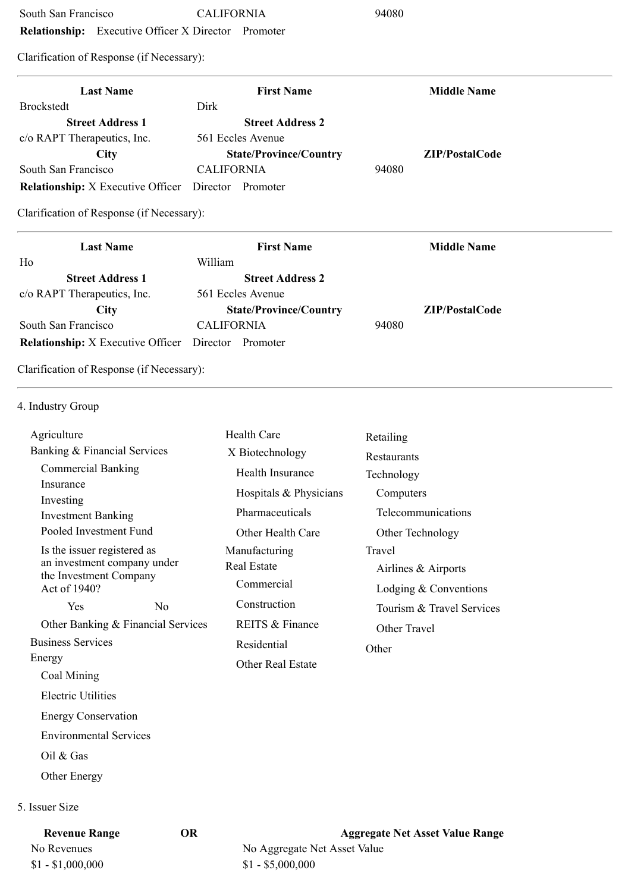| | | |
|---|---|---|
| South San Francisco | CALIFORNIA | 94080 |

**Relationship:** Executive Officer X Director Promoter

Clarification of Response (if Necessary):

---

| Last Name | First Name | Middle Name |
|---|---|---|
| Brockstedt | Dirk | |
| **Street Address 1** | **Street Address 2** | |
| c/o RAPT Therapeutics, Inc. | 561 Eccles Avenue | |
| **City** | **State/Province/Country** | **ZIP/PostalCode** |
| South San Francisco | CALIFORNIA | 94080 |

**Relationship:** X Executive Officer Director Promoter

Clarification of Response (if Necessary):

---

| Last Name | First Name | Middle Name |
|---|---|---|
| Ho | William | |
| **Street Address 1** | **Street Address 2** | |
| c/o RAPT Therapeutics, Inc. | 561 Eccles Avenue | |
| **City** | **State/Province/Country** | **ZIP/PostalCode** |
| South San Francisco | CALIFORNIA | 94080 |

**Relationship:** X Executive Officer Director Promoter

Clarification of Response (if Necessary):

---

4. Industry Group

- Agriculture
- Banking & Financial Services
  - Commercial Banking
  - Insurance
  - Investing
  - Investment Banking
  - Pooled Investment Fund
  - Is the issuer registered as an investment company under the Investment Company Act of 1940?
    - Yes No
  - Other Banking & Financial Services
- Business Services
- Energy
  - Coal Mining
  - Electric Utilities
  - Energy Conservation
  - Environmental Services
  - Oil & Gas
  - Other Energy
- Health Care
  - X Biotechnology
  - Health Insurance
  - Hospitals & Physicians
  - Pharmaceuticals
  - Other Health Care
- Manufacturing
- Real Estate
  - Commercial
  - Construction
  - REITS & Finance
  - Residential
  - Other Real Estate
- Retailing
- Restaurants
- Technology
  - Computers
  - Telecommunications
  - Other Technology
- Travel
  - Airlines & Airports
  - Lodging & Conventions
  - Tourism & Travel Services
  - Other Travel
- Other

5. Issuer Size

| Revenue Range | OR | Aggregate Net Asset Value Range |
|---|---|---|
| No Revenues | | No Aggregate Net Asset Value |
| $1 - $1,000,000 | | $1 - $5,000,000 |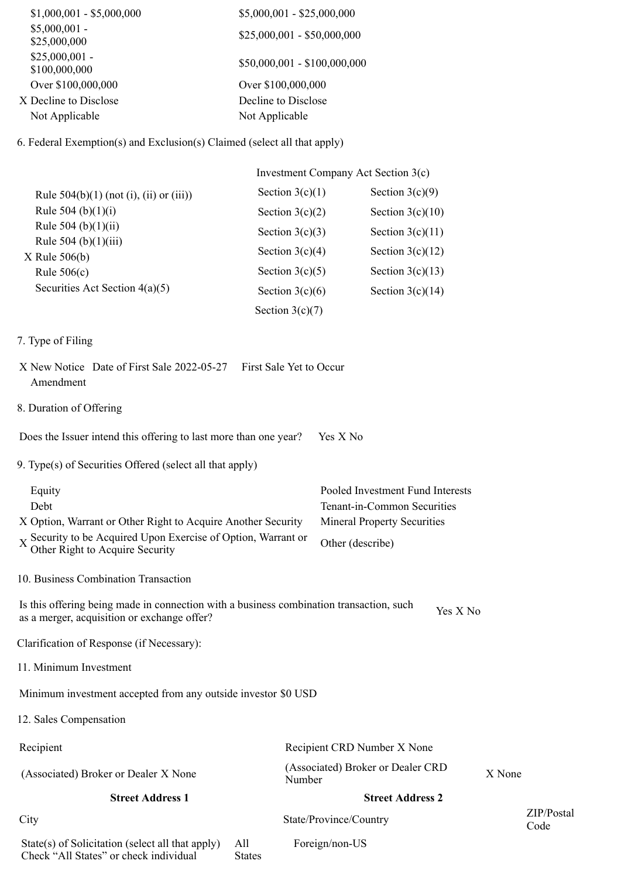| | |
|---|---|
| $1,000,001 - $5,000,000 | $5,000,001 - $25,000,000 |
| $5,000,001 - $25,000,000 | $25,000,001 - $50,000,000 |
| $25,000,001 - $100,000,000 | $50,000,001 - $100,000,000 |
| Over $100,000,000 | Over $100,000,000 |
| X Decline to Disclose | Decline to Disclose |
| Not Applicable | Not Applicable |

6. Federal Exemption(s) and Exclusion(s) Claimed (select all that apply)

| | Investment Company Act Section 3(c) | |
|---|---|---|
| Rule 504(b)(1) (not (i), (ii) or (iii)) | Section 3(c)(1) | Section 3(c)(9) |
| Rule 504 (b)(1)(i) | Section 3(c)(2) | Section 3(c)(10) |
| Rule 504 (b)(1)(ii) | Section 3(c)(3) | Section 3(c)(11) |
| Rule 504 (b)(1)(iii) | Section 3(c)(4) | Section 3(c)(12) |
| X Rule 506(b) | Section 3(c)(5) | Section 3(c)(13) |
| Rule 506(c) | Section 3(c)(6) | Section 3(c)(14) |
| Securities Act Section 4(a)(5) | Section 3(c)(7) | |

7. Type of Filing

X New Notice Date of First Sale 2022-05-27 First Sale Yet to Occur
Amendment

8. Duration of Offering

Does the Issuer intend this offering to last more than one year? Yes X No

9. Type(s) of Securities Offered (select all that apply)

| | |
|---|---|
| Equity | Pooled Investment Fund Interests |
| Debt | Tenant-in-Common Securities |
| X Option, Warrant or Other Right to Acquire Another Security | Mineral Property Securities |
| X Security to be Acquired Upon Exercise of Option, Warrant or Other Right to Acquire Security | Other (describe) |

10. Business Combination Transaction

Is this offering being made in connection with a business combination transaction, such as a merger, acquisition or exchange offer? Yes X No

Clarification of Response (if Necessary):

11. Minimum Investment

Minimum investment accepted from any outside investor $0 USD

12. Sales Compensation

| | | |
|---|---|---|
| Recipient | Recipient CRD Number X None | |
| (Associated) Broker or Dealer X None | (Associated) Broker or Dealer CRD Number | X None |
| **Street Address 1** | **Street Address 2** | |
| City | State/Province/Country | ZIP/Postal Code |
| State(s) of Solicitation (select all that apply) Check "All States" or check individual | All States | Foreign/non-US |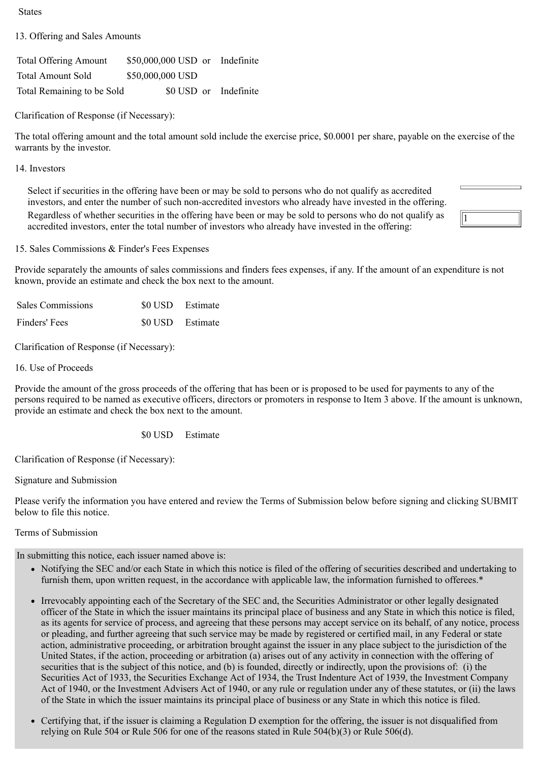States

13. Offering and Sales Amounts

| | | | |
|---|---|---|---|
| Total Offering Amount | $50,000,000 USD | or | Indefinite |
| Total Amount Sold | $50,000,000 USD | | |
| Total Remaining to be Sold | $0 USD | or | Indefinite |

Clarification of Response (if Necessary):

The total offering amount and the total amount sold include the exercise price, $0.0001 per share, payable on the exercise of the warrants by the investor.

14. Investors

Select if securities in the offering have been or may be sold to persons who do not qualify as accredited investors, and enter the number of such non-accredited investors who already have invested in the offering.

Regardless of whether securities in the offering have been or may be sold to persons who do not qualify as accredited investors, enter the total number of investors who already have invested in the offering: 1

15. Sales Commissions & Finder's Fees Expenses

Provide separately the amounts of sales commissions and finders fees expenses, if any. If the amount of an expenditure is not known, provide an estimate and check the box next to the amount.

| | | |
|---|---|---|
| Sales Commissions | $0 USD | Estimate |
| Finders' Fees | $0 USD | Estimate |

Clarification of Response (if Necessary):

16. Use of Proceeds

Provide the amount of the gross proceeds of the offering that has been or is proposed to be used for payments to any of the persons required to be named as executive officers, directors or promoters in response to Item 3 above. If the amount is unknown, provide an estimate and check the box next to the amount.

$0 USD Estimate

Clarification of Response (if Necessary):

Signature and Submission

Please verify the information you have entered and review the Terms of Submission below before signing and clicking SUBMIT below to file this notice.

Terms of Submission

In submitting this notice, each issuer named above is:

- Notifying the SEC and/or each State in which this notice is filed of the offering of securities described and undertaking to furnish them, upon written request, in the accordance with applicable law, the information furnished to offerees.*
- Irrevocably appointing each of the Secretary of the SEC and, the Securities Administrator or other legally designated officer of the State in which the issuer maintains its principal place of business and any State in which this notice is filed, as its agents for service of process, and agreeing that these persons may accept service on its behalf, of any notice, process or pleading, and further agreeing that such service may be made by registered or certified mail, in any Federal or state action, administrative proceeding, or arbitration brought against the issuer in any place subject to the jurisdiction of the United States, if the action, proceeding or arbitration (a) arises out of any activity in connection with the offering of securities that is the subject of this notice, and (b) is founded, directly or indirectly, upon the provisions of: (i) the Securities Act of 1933, the Securities Exchange Act of 1934, the Trust Indenture Act of 1939, the Investment Company Act of 1940, or the Investment Advisers Act of 1940, or any rule or regulation under any of these statutes, or (ii) the laws of the State in which the issuer maintains its principal place of business or any State in which this notice is filed.
- Certifying that, if the issuer is claiming a Regulation D exemption for the offering, the issuer is not disqualified from relying on Rule 504 or Rule 506 for one of the reasons stated in Rule 504(b)(3) or Rule 506(d).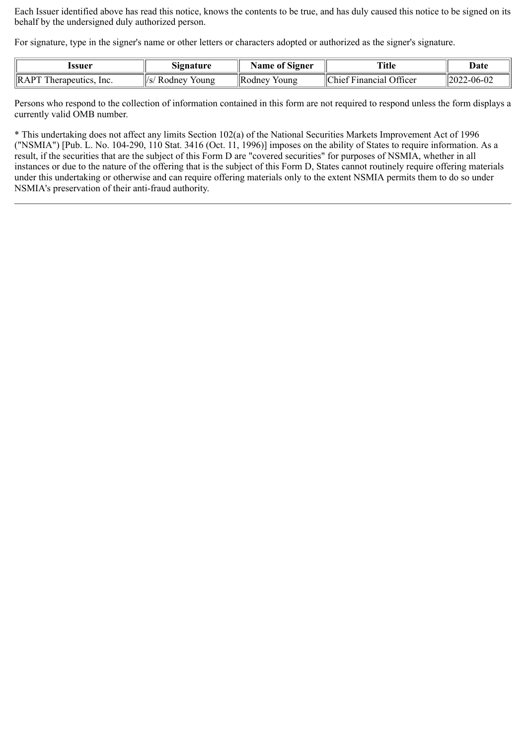Each Issuer identified above has read this notice, knows the contents to be true, and has duly caused this notice to be signed on its behalf by the undersigned duly authorized person.

For signature, type in the signer's name or other letters or characters adopted or authorized as the signer's signature.

| Issuer | Signature | Name of Signer | Title | Date |
| --- | --- | --- | --- | --- |
| RAPT Therapeutics, Inc. | /s/ Rodney Young | Rodney Young | Chief Financial Officer | 2022-06-02 |

Persons who respond to the collection of information contained in this form are not required to respond unless the form displays a currently valid OMB number.

* This undertaking does not affect any limits Section 102(a) of the National Securities Markets Improvement Act of 1996 ("NSMIA") [Pub. L. No. 104-290, 110 Stat. 3416 (Oct. 11, 1996)] imposes on the ability of States to require information. As a result, if the securities that are the subject of this Form D are "covered securities" for purposes of NSMIA, whether in all instances or due to the nature of the offering that is the subject of this Form D, States cannot routinely require offering materials under this undertaking or otherwise and can require offering materials only to the extent NSMIA permits them to do so under NSMIA's preservation of their anti-fraud authority.